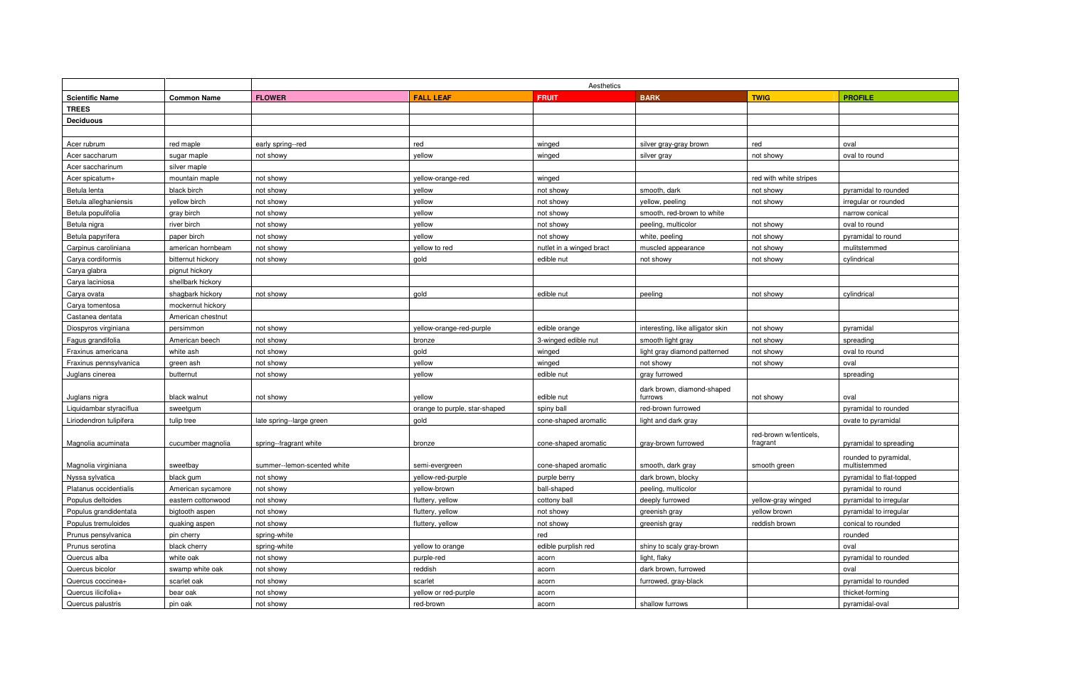| | | Aesthetics | | | | | |
|---|---|---|---|---|---|---|---|
| **Scientific Name** | **Common Name** | **FLOWER** | **FALL LEAF** | **FRUIT** | **BARK** | **TWIG** | **PROFILE** |
| **TREES** | | | | | | | |
| **Deciduous** | | | | | | | |
| | | | | | | | |
| Acer rubrum | red maple | early spring--red | red | winged | silver gray-gray brown | red | oval |
| Acer saccharum | sugar maple | not showy | yellow | winged | silver gray | not showy | oval to round |
| Acer saccharinum | silver maple | | | | | | |
| Acer spicatum+ | mountain maple | not showy | yellow-orange-red | winged | | red with white stripes | |
| Betula lenta | black birch | not showy | yellow | not showy | smooth, dark | not showy | pyramidal to rounded |
| Betula alleghaniensis | yellow birch | not showy | yellow | not showy | yellow, peeling | not showy | irregular or rounded |
| Betula populifolia | gray birch | not showy | yellow | not showy | smooth, red-brown to white | | narrow conical |
| Betula nigra | river birch | not showy | yellow | not showy | peeling, multicolor | not showy | oval to round |
| Betula papyrifera | paper birch | not showy | yellow | not showy | white, peeling | not showy | pyramidal to round |
| Carpinus caroliniana | american hornbeam | not showy | yellow to red | nutlet in a winged bract | muscled appearance | not showy | mulitstemmed |
| Carya cordiformis | bitternut hickory | not showy | gold | edible nut | not showy | not showy | cylindrical |
| Carya glabra | pignut hickory | | | | | | |
| Carya laciniosa | shellbark hickory | | | | | | |
| Carya ovata | shagbark hickory | not showy | gold | edible nut | peeling | not showy | cylindrical |
| Carya tomentosa | mockernut hickory | | | | | | |
| Castanea dentata | American chestnut | | | | | | |
| Diospyros virginiana | persimmon | not showy | yellow-orange-red-purple | edible orange | interesting, like alligator skin | not showy | pyramidal |
| Fagus grandifolia | American beech | not showy | bronze | 3-winged edible nut | smooth light gray | not showy | spreading |
| Fraxinus americana | white ash | not showy | gold | winged | light gray diamond patterned | not showy | oval to round |
| Fraxinus pennsylvanica | green ash | not showy | yellow | winged | not showy | not showy | oval |
| Juglans cinerea | butternut | not showy | yellow | edible nut | gray furrowed | | spreading |
| Juglans nigra | black walnut | not showy | yellow | edible nut | dark brown, diamond-shaped furrows | not showy | oval |
| Liquidambar styraciflua | sweetgum | | orange to purple, star-shaped | spiny ball | red-brown furrowed | | pyramidal to rounded |
| Liriodendron tulipifera | tulip tree | late spring--large green | gold | cone-shaped aromatic | light and dark gray | | ovate to pyramidal |
| Magnolia acuminata | cucumber magnolia | spring--fragrant white | bronze | cone-shaped aromatic | gray-brown furrowed | red-brown w/lenticels, fragrant | pyramidal to spreading |
| Magnolia virginiana | sweetbay | summer--lemon-scented white | semi-evergreen | cone-shaped aromatic | smooth, dark gray | smooth green | rounded to pyramidal, multistemmed |
| Nyssa sylvatica | black gum | not showy | yellow-red-purple | purple berry | dark brown, blocky | | pyramidal to flat-topped |
| Platanus occidentalis | American sycamore | not showy | yellow-brown | ball-shaped | peeling, multicolor | | pyramidal to round |
| Populus deltoides | eastern cottonwood | not showy | fluttery, yellow | cottony ball | deeply furrowed | yellow-gray winged | pyramidal to irregular |
| Populus grandidentata | bigtooth aspen | not showy | fluttery, yellow | not showy | greenish gray | yellow brown | pyramidal to irregular |
| Populus tremuloides | quaking aspen | not showy | fluttery, yellow | not showy | greenish gray | reddish brown | conical to rounded |
| Prunus pensylvanica | pin cherry | spring-white | | red | | | rounded |
| Prunus serotina | black cherry | spring-white | yellow to orange | edible purplish red | shiny to scaly gray-brown | | oval |
| Quercus alba | white oak | not showy | purple-red | acorn | light, flaky | | pyramidal to rounded |
| Quercus bicolor | swamp white oak | not showy | reddish | acorn | dark brown, furrowed | | oval |
| Quercus coccinea+ | scarlet oak | not showy | scarlet | acorn | furrowed, gray-black | | pyramidal to rounded |
| Quercus ilicifolia+ | bear oak | not showy | yellow or red-purple | acorn | | | thicket-forming |
| Quercus palustris | pin oak | not showy | red-brown | acorn | shallow furrows | | pyramidal-oval |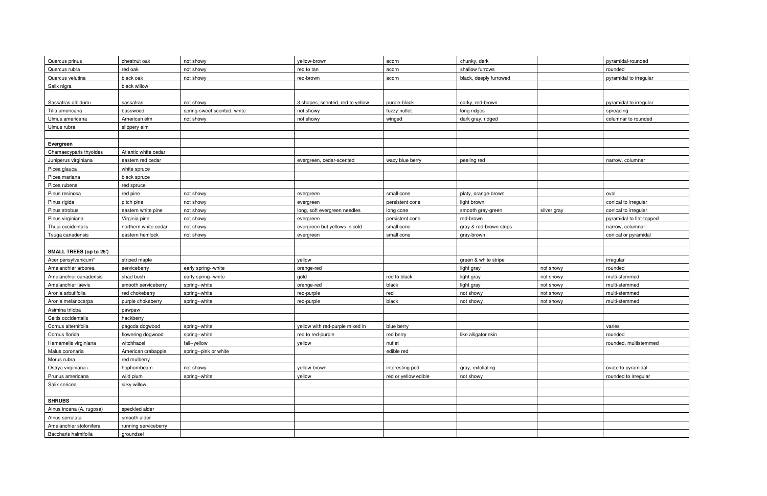| | | | | | | | |
|---|---|---|---|---|---|---|---|
| Quercus prinus | chestnut oak | not showy | yellow-brown | acorn | chunky, dark | | pyramidal-rounded |
| Quercus rubra | red oak | not showy | red to tan | acorn | shallow furrows | | rounded |
| Quercus velutina | black oak | not showy | red-brown | acorn | black, deeply furrowed | | pyramidal to irregular |
| Salix nigra | black willow | | | | | | |
| | | | | | | | |
| Sassafras albidum+ | sassafras | not showy | 3 shapes, scented, red to yellow | purple-black | corky, red-brown | | pyramidal to irregular |
| Tilia americana | basswood | spring-sweet scented, white | not showy | fuzzy nutlet | long ridges | | spreading |
| Ulmus americana | American elm | not showy | not showy | winged | dark gray, ridged | | columnar to rounded |
| Ulmus rubra | slippery elm | | | | | | |
| | | | | | | | |
| **Evergreen** | | | | | | | |
| Chamaecyparis thyoides | Atlantic white cedar | | | | | | |
| Juniperus virginiana | eastern red cedar | | evergreen, cedar-scented | waxy blue berry | peeling red | | narrow, columnar |
| Picea glauca | white spruce | | | | | | |
| Picea mariana | black spruce | | | | | | |
| Picea rubens | red spruce | | | | | | |
| Pinus resinosa | red pine | not showy | evergreen | small cone | platy, orange-brown | | oval |
| Pinus rigida | pitch pine | not showy | evergreen | persistent cone | light brown | | conical to irregular |
| Pinus strobus | eastern white pine | not showy | long, soft evergreen needles | long cone | smooth gray-green | silver gray | conical to irregular |
| Pinus virginiana | Virginia pine | not showy | evergreen | persistent cone | red-brown | | pyramidal to flat-topped |
| Thuja occidentalis | northern white cedar | not showy | evergreen but yellows in cold | small cone | gray & red-brown strips | | narrow, columnar |
| Tsuga canadensis | eastern hemlock | not showy | evergreen | small cone | gray-brown | | conical or pyramidal |
| | | | | | | | |
| **SMALL TREES (up to 25')** | | | | | | | |
| Acer pensylvanicum* | striped maple | | yellow | | green & white stripe | | irregular |
| Amelanchier arborea | serviceberry | early spring--white | orange-red | | light gray | not showy | rounded |
| Amelanchier canadensis | shad bush | early spring--white | gold | red to black | light gray | not showy | multi-stemmed |
| Amelanchier laevis | smooth serviceberry | spring--white | orange-red | black | light gray | not showy | multi-stemmed |
| Aronia arbutifolia | red chokeberry | spring--white | red-purple | red | not showy | not showy | multi-stemmed |
| Aronia melanocarpa | purple chokeberry | spring--white | red-purple | black | not showy | not showy | multi-stemmed |
| Asimina triloba | pawpaw | | | | | | |
| Celtis occidentalis | hackberry | | | | | | |
| Cornus alternifolia | pagoda dogwood | spring--white | yellow with red-purple mixed in | blue berry | | | varies |
| Cornus florida | flowering dogwood | spring--white | red to red-purple | red berry | like alligator skin | | rounded |
| Hamamelis virginiana | witchhazel | fall--yellow | yellow | nutlet | | | rounded, multistemmed |
| Malus coronaria | American crabapple | spring--pink or white | | edible red | | | |
| Morus rubra | red mulberry | | | | | | |
| Ostrya virginiana+ | hophornbeam | not showy | yellow-brown | interesting pod | gray, exfoliating | | ovate to pyramidal |
| Prunus americana | wild plum | spring--white | yellow | red or yellow edible | not showy | | rounded to irregular |
| Salix sericea | silky willow | | | | | | |
| | | | | | | | |
| **SHRUBS** | | | | | | | |
| Alnus incana (A. rugosa) | speckled alder | | | | | | |
| Alnus serrulata | smooth alder | | | | | | |
| Amelanchier stolonifera | running serviceberry | | | | | | |
| Baccharis halmifolia | groundsel | | | | | | |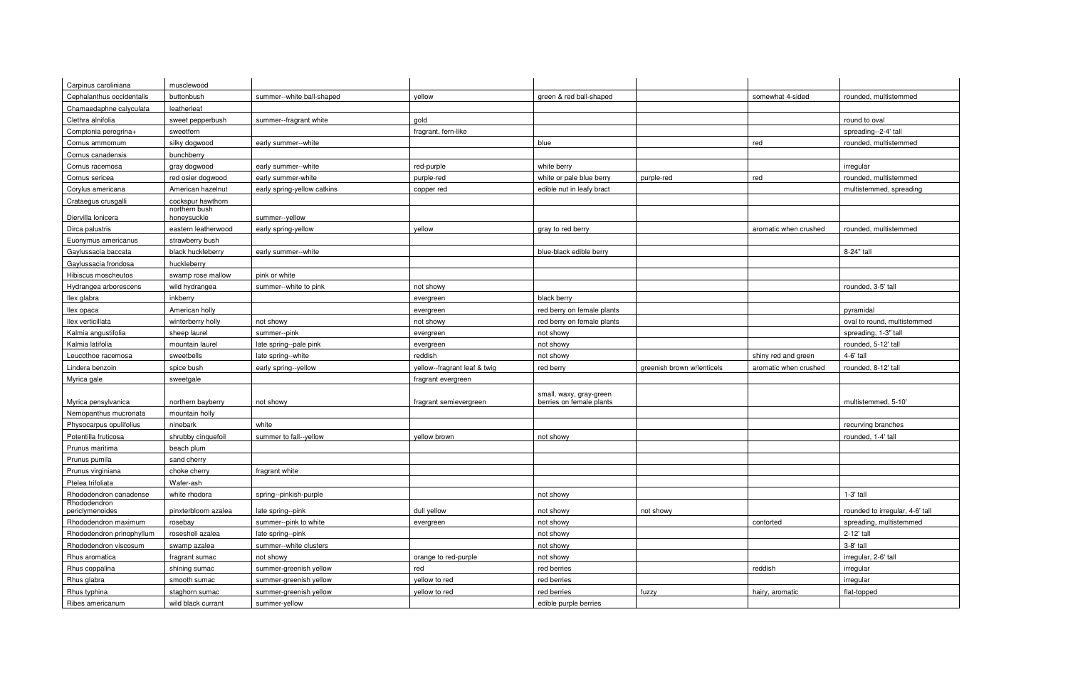| Carpinus caroliniana | musclewood | | | | | | |
|---|---|---|---|---|---|---|---|
| Cephalanthus occidentalis | buttonbush | summer--white ball-shaped | yellow | green & red ball-shaped | | somewhat 4-sided | rounded, multistemmed |
| Chamaedaphne calyculata | leatherleaf | | | | | | |
| Clethra alnifolia | sweet pepperbush | summer--fragrant white | gold | | | | round to oval |
| Comptonia peregrina+ | sweetfern | | fragrant, fern-like | | | | spreading--2-4' tall |
| Cornus ammomum | silky dogwood | early summer--white | | blue | | red | rounded, multistemmed |
| Cornus canadensis | bunchberry | | | | | | |
| Cornus racemosa | gray dogwood | early summer--white | red-purple | white berry | | | irregular |
| Cornus sericea | red osier dogwood | early summer-white | purple-red | white or pale blue berry | purple-red | red | rounded, multistemmed |
| Corylus americana | American hazelnut | early spring-yellow catkins | copper red | edible nut in leafy bract | | | multistemmed, spreading |
| Crataegus crusgalli | cockspur hawthorn | | | | | | |
| Diervilla lonicera | northern bush honeysuckle | summer--yellow | | | | | |
| Dirca palustris | eastern leatherwood | early spring-yellow | yellow | gray to red berry | | aromatic when crushed | rounded, multistemmed |
| Euonymus americanus | strawberry bush | | | | | | |
| Gaylussacia baccata | black huckleberry | early summer--white | | blue-black edible berry | | | 8-24" tall |
| Gaylussacia frondosa | huckleberry | | | | | | |
| Hibiscus moscheutos | swamp rose mallow | pink or white | | | | | |
| Hydrangea arborescens | wild hydrangea | summer--white to pink | not showy | | | | rounded, 3-5' tall |
| Ilex glabra | inkberry | | evergreen | black berry | | | |
| Ilex opaca | American holly | | evergreen | red berry on female plants | | | pyramidal |
| Ilex verticillata | winterberry holly | not showy | not showy | red berry on female plants | | | oval to round, multistemmed |
| Kalmia angustifolia | sheep laurel | summer--pink | evergreen | not showy | | | spreading, 1-3" tall |
| Kalmia latifolia | mountain laurel | late spring--pale pink | evergreen | not showy | | | rounded, 5-12' tall |
| Leucothoe racemosa | sweetbells | late spring--white | reddish | not showy | | shiny red and green | 4-6' tall |
| Lindera benzoin | spice bush | early spring--yellow | yellow--fragrant leaf & twig | red berry | greenish brown w/lenticels | aromatic when crushed | rounded, 8-12' tall |
| Myrica gale | sweetgale | | fragrant evergreen | | | | |
| Myrica pensylvanica | northern bayberry | not showy | fragrant semievergreen | small, waxy, gray-green berries on female plants | | | multistemmed, 5-10' |
| Nemopanthus mucronata | mountain holly | | | | | | |
| Physocarpus opulifolius | ninebark | white | | | | | recurving branches |
| Potentilla fruticosa | shrubby cinquefoil | summer to fall--yellow | yellow brown | not showy | | | rounded, 1-4' tall |
| Prunus maritima | beach plum | | | | | | |
| Prunus pumila | sand cherry | | | | | | |
| Prunus virginiana | choke cherry | fragrant white | | | | | |
| Ptelea trifoliata | Wafer-ash | | | | | | |
| Rhododendron canadense | white rhodora | spring--pinkish-purple | | not showy | | | 1-3' tall |
| Rhododendron periclymenoides | pinxterbloom azalea | late spring--pink | dull yellow | not showy | not showy | | rounded to irregular, 4-6' tall |
| Rhododendron maximum | rosebay | summer--pink to white | evergreen | not showy | | contorted | spreading, multistemmed |
| Rhododendron prinophyllum | roseshell azalea | late spring--pink | | not showy | | | 2-12' tall |
| Rhododendron viscosum | swamp azalea | summer--white clusters | | not showy | | | 3-8' tall |
| Rhus aromatica | fragrant sumac | not showy | orange to red-purple | not showy | | | irregular, 2-6' tall |
| Rhus coppalina | shining sumac | summer-greenish yellow | red | red berries | | reddish | irregular |
| Rhus glabra | smooth sumac | summer-greenish yellow | yellow to red | red berries | | | irregular |
| Rhus typhina | staghorn sumac | summer-greenish yellow | yellow to red | red berries | fuzzy | hairy, aromatic | flat-topped |
| Ribes americanum | wild black currant | summer-yellow | | edible purple berries | | | |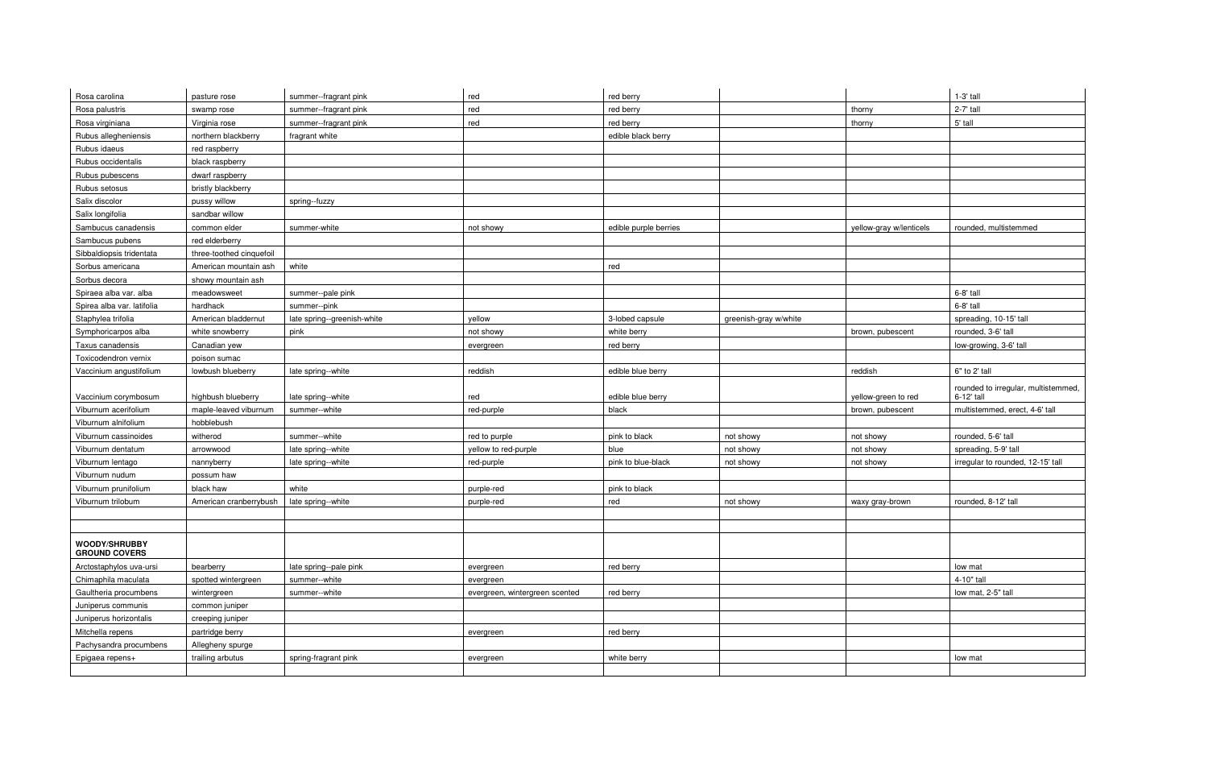| Rosa carolina | pasture rose | summer--fragrant pink | red | red berry | | | 1-3' tall |
|---|---|---|---|---|---|---|---|
| Rosa palustris | swamp rose | summer--fragrant pink | red | red berry | | thorny | 2-7' tall |
| Rosa virginiana | Virginia rose | summer--fragrant pink | red | red berry | | thorny | 5' tall |
| Rubus allegheniensis | northern blackberry | fragrant white | | edible black berry | | | |
| Rubus idaeus | red raspberry | | | | | | |
| Rubus occidentalis | black raspberry | | | | | | |
| Rubus pubescens | dwarf raspberry | | | | | | |
| Rubus setosus | bristly blackberry | | | | | | |
| Salix discolor | pussy willow | spring--fuzzy | | | | | |
| Salix longifolia | sandbar willow | | | | | | |
| Sambucus canadensis | common elder | summer-white | not showy | edible purple berries | | yellow-gray w/lenticels | rounded, multistemmed |
| Sambucus pubens | red elderberry | | | | | | |
| Sibbaldiopsis tridentata | three-toothed cinquefoil | | | | | | |
| Sorbus americana | American mountain ash | white | | red | | | |
| Sorbus decora | showy mountain ash | | | | | | |
| Spiraea alba var. alba | meadowsweet | summer--pale pink | | | | | 6-8' tall |
| Spirea alba var. latifolia | hardhack | summer--pink | | | | | 6-8' tall |
| Staphylea trifolia | American bladdernut | late spring--greenish-white | yellow | 3-lobed capsule | greenish-gray w/white | | spreading, 10-15' tall |
| Symphoricarpos alba | white snowberry | pink | not showy | white berry | | brown, pubescent | rounded, 3-6' tall |
| Taxus canadensis | Canadian yew | | evergreen | red berry | | | low-growing, 3-6' tall |
| Toxicodendron vernix | poison sumac | | | | | | |
| Vaccinium angustifolium | lowbush blueberry | late spring--white | reddish | edible blue berry | | reddish | 6" to 2' tall |
| Vaccinium corymbosum | highbush blueberry | late spring--white | red | edible blue berry | | yellow-green to red | rounded to irregular, multistemmed, 6-12' tall |
| Viburnum acerifolium | maple-leaved viburnum | summer--white | red-purple | black | | brown, pubescent | multistemmed, erect, 4-6' tall |
| Viburnum alnifolium | hobblebush | | | | | | |
| Viburnum cassinoides | witherod | summer--white | red to purple | pink to black | not showy | not showy | rounded, 5-6' tall |
| Viburnum dentatum | arrowwood | late spring--white | yellow to red-purple | blue | not showy | not showy | spreading, 5-9' tall |
| Viburnum lentago | nannyberry | late spring--white | red-purple | pink to blue-black | not showy | not showy | irregular to rounded, 12-15' tall |
| Viburnum nudum | possum haw | | | | | | |
| Viburnum prunifolium | black haw | white | purple-red | pink to black | | | |
| Viburnum trilobum | American cranberrybush | late spring--white | purple-red | red | not showy | waxy gray-brown | rounded, 8-12' tall |
| | | | | | | | |
| | | | | | | | |
| **WOODY/SHRUBBY GROUND COVERS** | | | | | | | |
| Arctostaphylos uva-ursi | bearberry | late spring--pale pink | evergreen | red berry | | | low mat |
| Chimaphila maculata | spotted wintergreen | summer--white | evergreen | | | | 4-10" tall |
| Gaultheria procumbens | wintergreen | summer--white | evergreen, wintergreen scented | red berry | | | low mat, 2-5" tall |
| Juniperus communis | common juniper | | | | | | |
| Juniperus horizontalis | creeping juniper | | | | | | |
| Mitchella repens | partridge berry | | evergreen | red berry | | | |
| Pachysandra procumbens | Allegheny spurge | | | | | | |
| Epigaea repens+ | trailing arbutus | spring-fragrant pink | evergreen | white berry | | | low mat |
| | | | | | | | |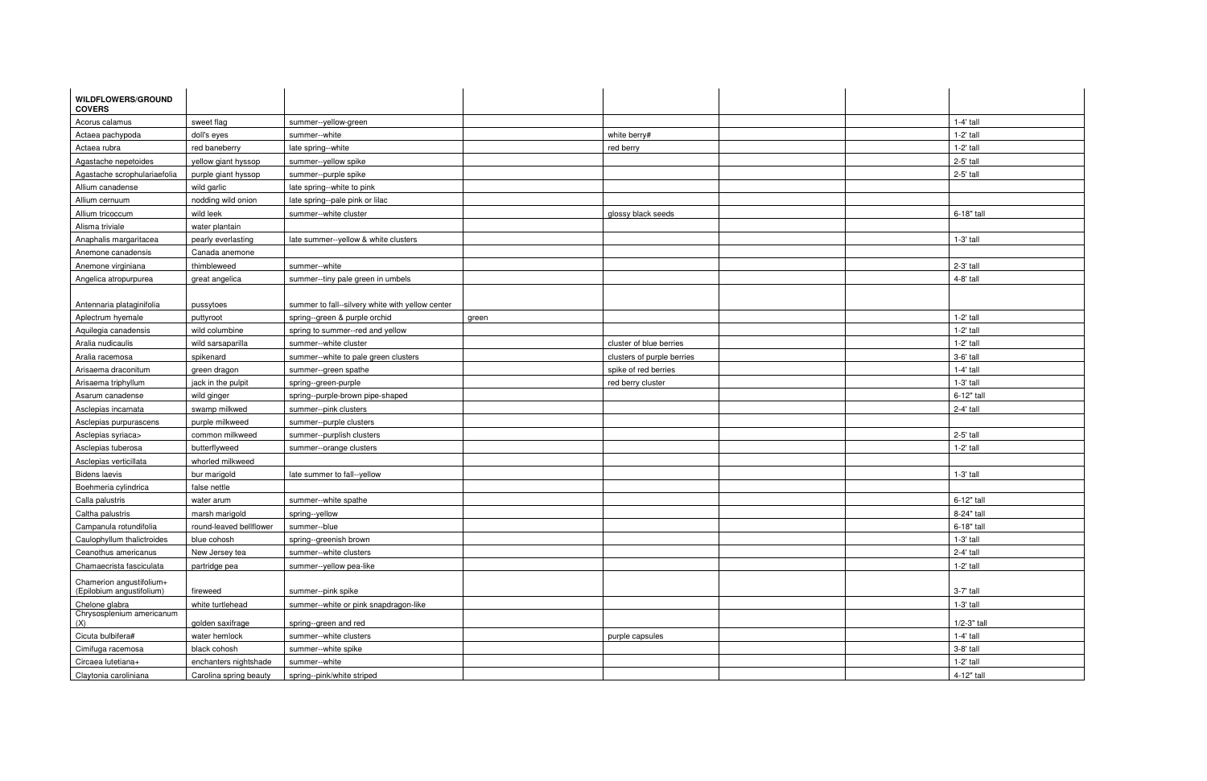| WILDFLOWERS/GROUND COVERS | | | | | | | |
|---|---|---|---|---|---|---|---|
| Acorus calamus | sweet flag | summer--yellow-green | | | | | 1-4' tall |
| Actaea pachypoda | doll's eyes | summer--white | | white berry# | | | 1-2' tall |
| Actaea rubra | red baneberry | late spring--white | | red berry | | | 1-2' tall |
| Agastache nepetoides | yellow giant hyssop | summer--yellow spike | | | | | 2-5' tall |
| Agastache scrophulariaefolia | purple giant hyssop | summer--purple spike | | | | | 2-5' tall |
| Allium canadense | wild garlic | late spring--white to pink | | | | | |
| Allium cernuum | nodding wild onion | late spring--pale pink or lilac | | | | | |
| Allium tricoccum | wild leek | summer--white cluster | | glossy black seeds | | | 6-18" tall |
| Alisma triviale | water plantain | | | | | | |
| Anaphalis margaritacea | pearly everlasting | late summer--yellow & white clusters | | | | | 1-3' tall |
| Anemone canadensis | Canada anemone | | | | | | |
| Anemone virginiana | thimbleweed | summer--white | | | | | 2-3' tall |
| Angelica atropurpurea | great angelica | summer--tiny pale green in umbels | | | | | 4-8' tall |
| Antennaria plataginifolia | pussytoes | summer to fall--silvery white with yellow center | | | | | |
| Aplectrum hyemale | puttyroot | spring--green & purple orchid | green | | | | 1-2' tall |
| Aquilegia canadensis | wild columbine | spring to summer--red and yellow | | | | | 1-2' tall |
| Aralia nudicaulis | wild sarsaparilla | summer--white cluster | | cluster of blue berries | | | 1-2' tall |
| Aralia racemosa | spikenard | summer--white to pale green clusters | | clusters of purple berries | | | 3-6' tall |
| Arisaema draconitum | green dragon | summer--green spathe | | spike of red berries | | | 1-4' tall |
| Arisaema triphyllum | jack in the pulpit | spring--green-purple | | red berry cluster | | | 1-3' tall |
| Asarum canadense | wild ginger | spring--purple-brown pipe-shaped | | | | | 6-12" tall |
| Asclepias incarnata | swamp milkwed | summer--pink clusters | | | | | 2-4' tall |
| Asclepias purpurascens | purple milkweed | summer--purple clusters | | | | | |
| Asclepias syriaca> | common milkweed | summer--purplish clusters | | | | | 2-5' tall |
| Asclepias tuberosa | butterflyweed | summer--orange clusters | | | | | 1-2' tall |
| Asclepias verticillata | whorled milkweed | | | | | | |
| Bidens laevis | bur marigold | late summer to fall--yellow | | | | | 1-3' tall |
| Boehmeria cylindrica | false nettle | | | | | | |
| Calla palustris | water arum | summer--white spathe | | | | | 6-12" tall |
| Caltha palustris | marsh marigold | spring--yellow | | | | | 8-24" tall |
| Campanula rotundifolia | round-leaved bellflower | summer--blue | | | | | 6-18" tall |
| Caulophyllum thalictroides | blue cohosh | spring--greenish brown | | | | | 1-3' tall |
| Ceanothus americanus | New Jersey tea | summer--white clusters | | | | | 2-4' tall |
| Chamaecrista fasciculata | partridge pea | summer--yellow pea-like | | | | | 1-2' tall |
| Chamerion angustifolium+ (Epilobium angustifolium) | fireweed | summer--pink spike | | | | | 3-7' tall |
| Chelone glabra | white turtlehead | summer--white or pink snapdragon-like | | | | | 1-3' tall |
| Chrysosplenium americanum (X) | golden saxifrage | spring--green and red | | | | | 1/2-3" tall |
| Cicuta bulbifera# | water hemlock | summer--white clusters | | purple capsules | | | 1-4' tall |
| Cimifuga racemosa | black cohosh | summer--white spike | | | | | 3-8' tall |
| Circaea lutetiana+ | enchanters nightshade | summer--white | | | | | 1-2' tall |
| Claytonia caroliniana | Carolina spring beauty | spring--pink/white striped | | | | | 4-12" tall |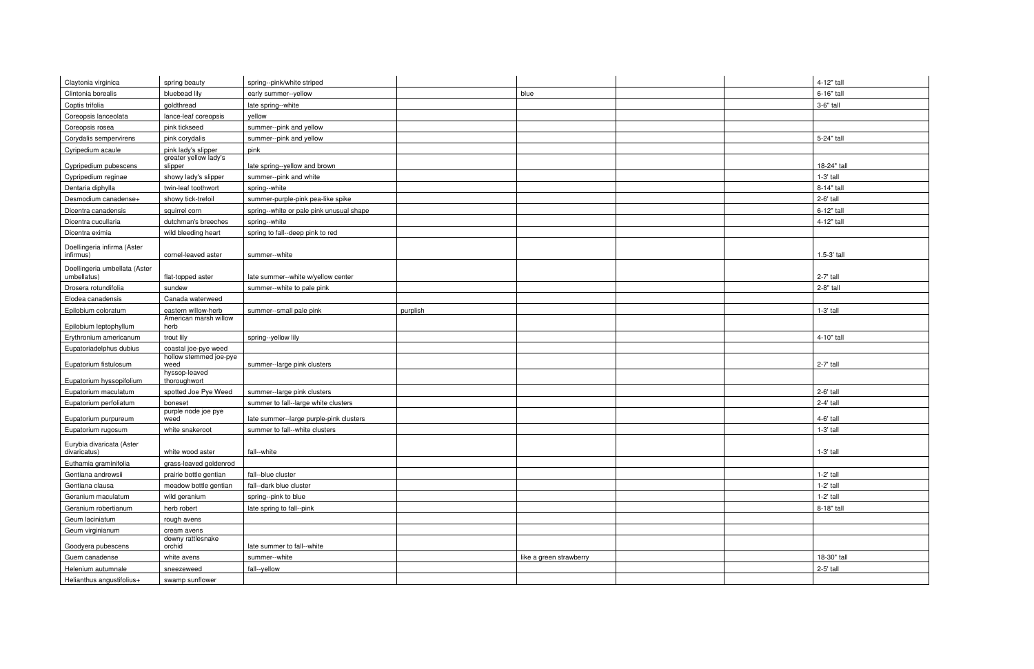| | | | | | | | |
|---|---|---|---|---|---|---|---|
| Claytonia virginica | spring beauty | spring--pink/white striped | | | | | 4-12" tall |
| Clintonia borealis | bluebead lily | early summer--yellow | | blue | | | 6-16" tall |
| Coptis trifolia | goldthread | late spring--white | | | | | 3-6" tall |
| Coreopsis lanceolata | lance-leaf coreopsis | yellow | | | | | |
| Coreopsis rosea | pink tickseed | summer--pink and yellow | | | | | |
| Corydalis sempervirens | pink corydalis | summer--pink and yellow | | | | | 5-24" tall |
| Cyripedium acaule | pink lady's slipper | pink | | | | | |
| Cypripedium pubescens | greater yellow lady's slipper | late spring--yellow and brown | | | | | 18-24" tall |
| Cypripedium reginae | showy lady's slipper | summer--pink and white | | | | | 1-3' tall |
| Dentaria diphylla | twin-leaf toothwort | spring--white | | | | | 8-14" tall |
| Desmodium canadense+ | showy tick-trefoil | summer-purple-pink pea-like spike | | | | | 2-6' tall |
| Dicentra canadensis | squirrel corn | spring--white or pale pink unusual shape | | | | | 6-12" tall |
| Dicentra cucullaria | dutchman's breeches | spring--white | | | | | 4-12" tall |
| Dicentra eximia | wild bleeding heart | spring to fall--deep pink to red | | | | | |
| Doellingeria infirma (Aster infirmus) | cornel-leaved aster | summer--white | | | | | 1.5-3' tall |
| Doellingeria umbellata (Aster umbellatus) | flat-topped aster | late summer--white w/yellow center | | | | | 2-7' tall |
| Drosera rotundifolia | sundew | summer--white to pale pink | | | | | 2-8" tall |
| Elodea canadensis | Canada waterweed | | | | | | |
| Epilobium coloratum | eastern willow-herb | summer--small pale pink | purplish | | | | 1-3' tall |
| Epilobium leptophyllum | American marsh willow herb | | | | | | |
| Erythronium americanum | trout lily | spring--yellow lily | | | | | 4-10" tall |
| Eupatoriadelphus dubius | coastal joe-pye weed | | | | | | |
| Eupatorium fistulosum | hollow stemmed joe-pye weed | summer--large pink clusters | | | | | 2-7' tall |
| Eupatorium hyssopifolium | hyssop-leaved thoroughwort | | | | | | |
| Eupatorium maculatum | spotted Joe Pye Weed | summer--large pink clusters | | | | | 2-6' tall |
| Eupatorium perfoliatum | boneset | summer to fall--large white clusters | | | | | 2-4' tall |
| Eupatorium purpureum | purple node joe pye weed | late summer--large purple-pink clusters | | | | | 4-6' tall |
| Eupatorium rugosum | white snakeroot | summer to fall--white clusters | | | | | 1-3' tall |
| Eurybia divaricata (Aster divaricatus) | white wood aster | fall--white | | | | | 1-3' tall |
| Euthamia graminifolia | grass-leaved goldenrod | | | | | | |
| Gentiana andrewsii | prairie bottle gentian | fall--blue cluster | | | | | 1-2' tall |
| Gentiana clausa | meadow bottle gentian | fall--dark blue cluster | | | | | 1-2' tall |
| Geranium maculatum | wild geranium | spring--pink to blue | | | | | 1-2' tall |
| Geranium robertianum | herb robert | late spring to fall--pink | | | | | 8-18" tall |
| Geum laciniatum | rough avens | | | | | | |
| Geum virginianum | cream avens | | | | | | |
| Goodyera pubescens | downy rattlesnake orchid | late summer to fall--white | | | | | |
| Guem canadense | white avens | summer--white | | like a green strawberry | | | 18-30" tall |
| Helenium autumnale | sneezeweed | fall--yellow | | | | | 2-5' tall |
| Helianthus angustifolius+ | swamp sunflower | | | | | | |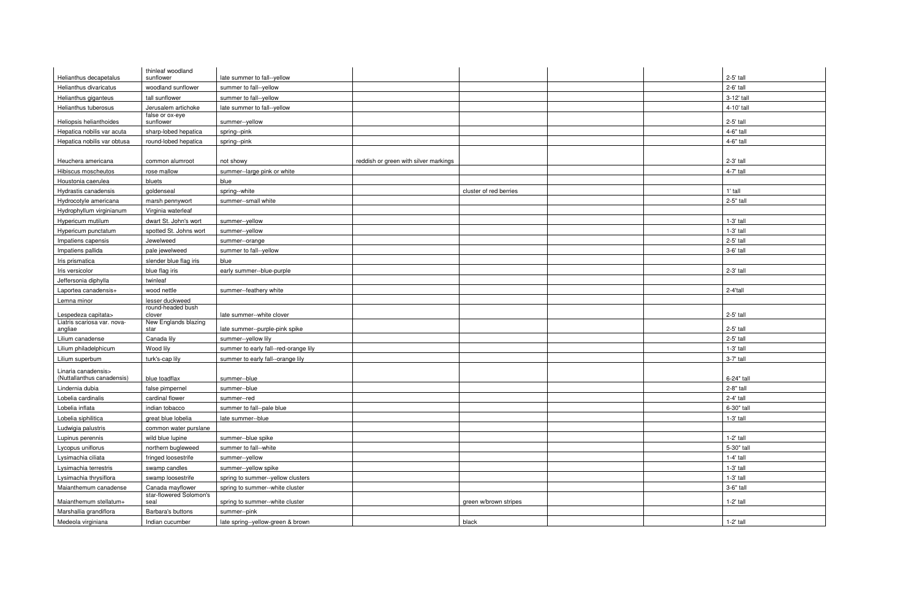| | | | | | | | |
|---|---|---|---|---|---|---|---|
| Helianthus decapetalus | thinleaf woodland sunflower | late summer to fall--yellow | | | | | 2-5' tall |
| Helianthus divaricatus | woodland sunflower | summer to fall--yellow | | | | | 2-6' tall |
| Helianthus giganteus | tall sunflower | summer to fall--yellow | | | | | 3-12' tall |
| Helianthus tuberosus | Jerusalem artichoke | late summer to fall--yellow | | | | | 4-10' tall |
| Heliopsis helianthoides | false or ox-eye sunflower | summer--yellow | | | | | 2-5' tall |
| Hepatica nobilis var acuta | sharp-lobed hepatica | spring--pink | | | | | 4-6" tall |
| Hepatica nobilis var obtusa | round-lobed hepatica | spring--pink | | | | | 4-6" tall |
| Heuchera americana | common alumroot | not showy | reddish or green with silver markings | | | | 2-3' tall |
| Hibiscus moscheutos | rose mallow | summer--large pink or white | | | | | 4-7' tall |
| Houstonia caerulea | bluets | blue | | | | | |
| Hydrastis canadensis | goldenseal | spring--white | | cluster of red berries | | | 1' tall |
| Hydrocotyle americana | marsh pennywort | summer--small white | | | | | 2-5" tall |
| Hydrophyllum virginianum | Virginia waterleaf | | | | | | |
| Hypericum mutilum | dwart St. John's wort | summer--yellow | | | | | 1-3' tall |
| Hypericum punctatum | spotted St. Johns wort | summer--yellow | | | | | 1-3' tall |
| Impatiens capensis | Jewelweed | summer--orange | | | | | 2-5' tall |
| Impatiens pallida | pale jewelweed | summer to fall--yellow | | | | | 3-6' tall |
| Iris prismatica | slender blue flag iris | blue | | | | | |
| Iris versicolor | blue flag iris | early summer--blue-purple | | | | | 2-3' tall |
| Jeffersonia diphylla | twinleaf | | | | | | |
| Laportea canadensis+ | wood nettle | summer--feathery white | | | | | 2-4'tall |
| Lemna minor | lesser duckweed | | | | | | |
| Lespedeza capitata> | round-headed bush clover | late summer--white clover | | | | | 2-5' tall |
| Liatris scariosa var. nova-angliae | New Englands blazing star | late summer--purple-pink spike | | | | | 2-5' tall |
| Lilium canadense | Canada lily | summer--yellow lily | | | | | 2-5' tall |
| Lilium philadelphicum | Wood lily | summer to early fall--red-orange lily | | | | | 1-3' tall |
| Lilium superbum | turk's-cap lily | summer to early fall--orange lily | | | | | 3-7' tall |
| Linaria canadensis> (Nuttallanthus canadensis) | blue toadflax | summer--blue | | | | | 6-24" tall |
| Lindernia dubia | false pimpernel | summer--blue | | | | | 2-8" tall |
| Lobelia cardinalis | cardinal flower | summer--red | | | | | 2-4' tall |
| Lobelia inflata | indian tobacco | summer to fall--pale blue | | | | | 6-30" tall |
| Lobelia siphilitica | great blue lobelia | late summer--blue | | | | | 1-3' tall |
| Ludwigia palustris | common water purslane | | | | | | |
| Lupinus perennis | wild blue lupine | summer--blue spike | | | | | 1-2' tall |
| Lycopus uniflorus | northern bugleweed | summer to fall--white | | | | | 5-30" tall |
| Lysimachia ciliata | fringed loosestrife | summer--yellow | | | | | 1-4' tall |
| Lysimachia terrestris | swamp candles | summer--yellow spike | | | | | 1-3' tall |
| Lysimachia thrysiflora | swamp loosestrife | spring to summer--yellow clusters | | | | | 1-3' tall |
| Maianthemum canadense | Canada mayflower | spring to summer--white cluster | | | | | 3-6" tall |
| Maianthemum stellatum+ | star-flowered Solomon's seal | spring to summer--white cluster | | green w/brown stripes | | | 1-2' tall |
| Marshallia grandiflora | Barbara's buttons | summer--pink | | | | | |
| Medeola virginiana | Indian cucumber | late spring--yellow-green & brown | | black | | | 1-2' tall |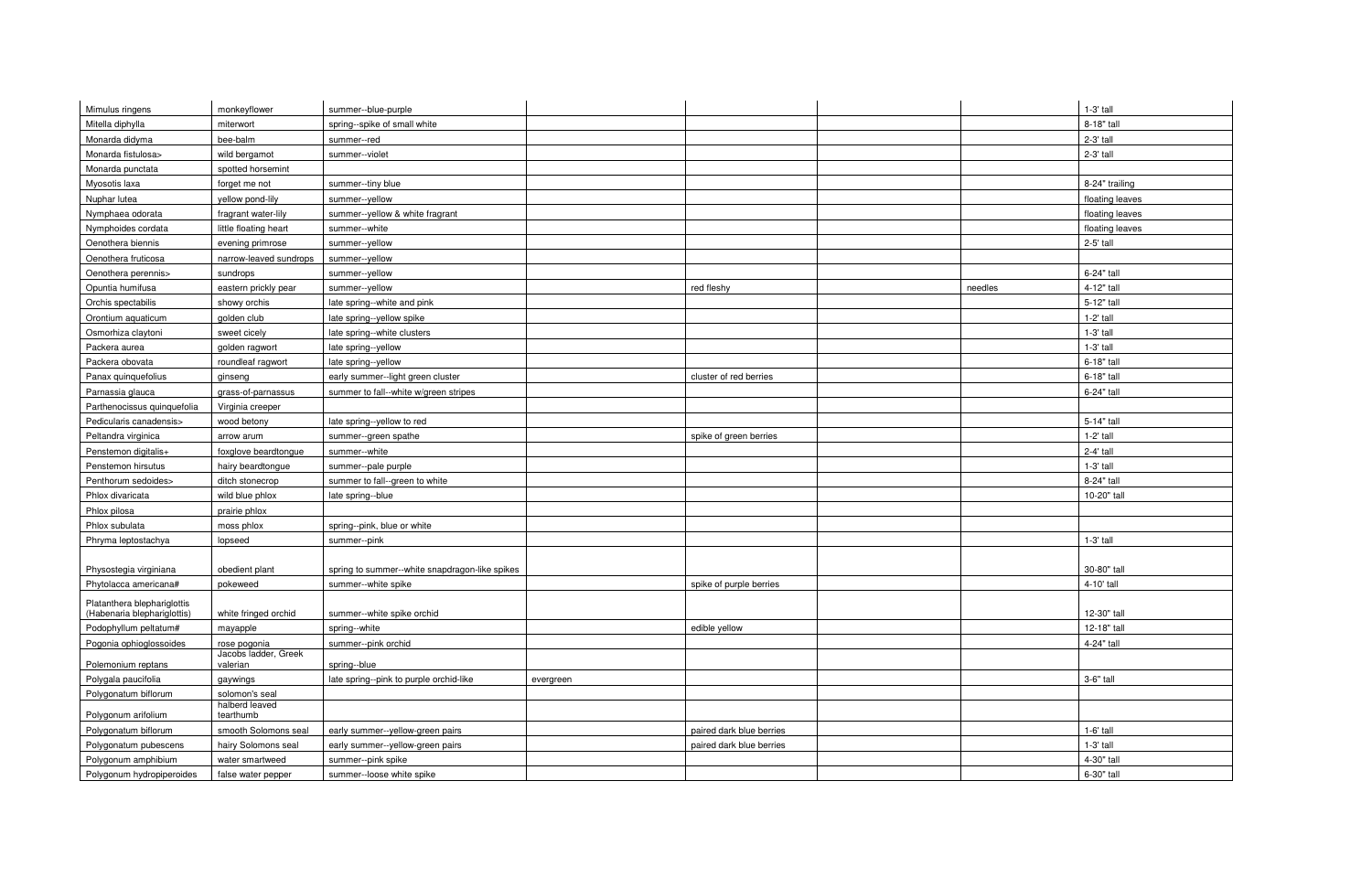| | | | | | | | |
|---|---|---|---|---|---|---|---|
| Mimulus ringens | monkeyflower | summer--blue-purple | | | | | 1-3' tall |
| Mitella diphylla | miterwort | spring--spike of small white | | | | | 8-18" tall |
| Monarda didyma | bee-balm | summer--red | | | | | 2-3' tall |
| Monarda fistulosa> | wild bergamot | summer--violet | | | | | 2-3' tall |
| Monarda punctata | spotted horsemint | | | | | | |
| Myosotis laxa | forget me not | summer--tiny blue | | | | | 8-24" trailing |
| Nuphar lutea | yellow pond-lily | summer--yellow | | | | | floating leaves |
| Nymphaea odorata | fragrant water-lily | summer--yellow & white fragrant | | | | | floating leaves |
| Nymphoides cordata | little floating heart | summer--white | | | | | floating leaves |
| Oenothera biennis | evening primrose | summer--yellow | | | | | 2-5' tall |
| Oenothera fruticosa | narrow-leaved sundrops | summer--yellow | | | | | |
| Oenothera perennis> | sundrops | summer--yellow | | | | | 6-24" tall |
| Opuntia humifusa | eastern prickly pear | summer--yellow | | red fleshy | | needles | 4-12" tall |
| Orchis spectabilis | showy orchis | late spring--white and pink | | | | | 5-12" tall |
| Orontium aquaticum | golden club | late spring--yellow spike | | | | | 1-2' tall |
| Osmorhiza claytoni | sweet cicely | late spring--white clusters | | | | | 1-3' tall |
| Packera aurea | golden ragwort | late spring--yellow | | | | | 1-3' tall |
| Packera obovata | roundleaf ragwort | late spring--yellow | | | | | 6-18" tall |
| Panax quinquefolius | ginseng | early summer--light green cluster | | cluster of red berries | | | 6-18" tall |
| Parnassia glauca | grass-of-parnassus | summer to fall--white w/green stripes | | | | | 6-24" tall |
| Parthenocissus quinquefolia | Virginia creeper | | | | | | |
| Pedicularis canadensis> | wood betony | late spring--yellow to red | | | | | 5-14" tall |
| Peltandra virginica | arrow arum | summer--green spathe | | spike of green berries | | | 1-2' tall |
| Penstemon digitalis+ | foxglove beardtongue | summer--white | | | | | 2-4' tall |
| Penstemon hirsutus | hairy beardtongue | summer--pale purple | | | | | 1-3' tall |
| Penthorum sedoides> | ditch stonecrop | summer to fall--green to white | | | | | 8-24" tall |
| Phlox divaricata | wild blue phlox | late spring--blue | | | | | 10-20" tall |
| Phlox pilosa | prairie phlox | | | | | | |
| Phlox subulata | moss phlox | spring--pink, blue or white | | | | | |
| Phryma leptostachya | lopseed | summer--pink | | | | | 1-3' tall |
| Physostegia virginiana | obedient plant | spring to summer--white snapdragon-like spikes | | | | | 30-80" tall |
| Phytolacca americana# | pokeweed | summer--white spike | | spike of purple berries | | | 4-10' tall |
| Platanthera blephariglottis (Habenaria blephariglottis) | white fringed orchid | summer--white spike orchid | | | | | 12-30" tall |
| Podophyllum peltatum# | mayapple | spring--white | | edible yellow | | | 12-18" tall |
| Pogonia ophioglossoides | rose pogonia | summer--pink orchid | | | | | 4-24" tall |
| Polemonium reptans | Jacobs ladder, Greek valerian | spring--blue | | | | | |
| Polygala paucifolia | gaywings | late spring--pink to purple orchid-like | evergreen | | | | 3-6" tall |
| Polygonatum biflorum | solomon's seal | | | | | | |
| Polygonum arifolium | halberd leaved tearthumb | | | | | | |
| Polygonatum biflorum | smooth Solomons seal | early summer--yellow-green pairs | | paired dark blue berries | | | 1-6' tall |
| Polygonatum pubescens | hairy Solomons seal | early summer--yellow-green pairs | | paired dark blue berries | | | 1-3' tall |
| Polygonum amphibium | water smartweed | summer--pink spike | | | | | 4-30" tall |
| Polygonum hydropiperoides | false water pepper | summer--loose white spike | | | | | 6-30" tall |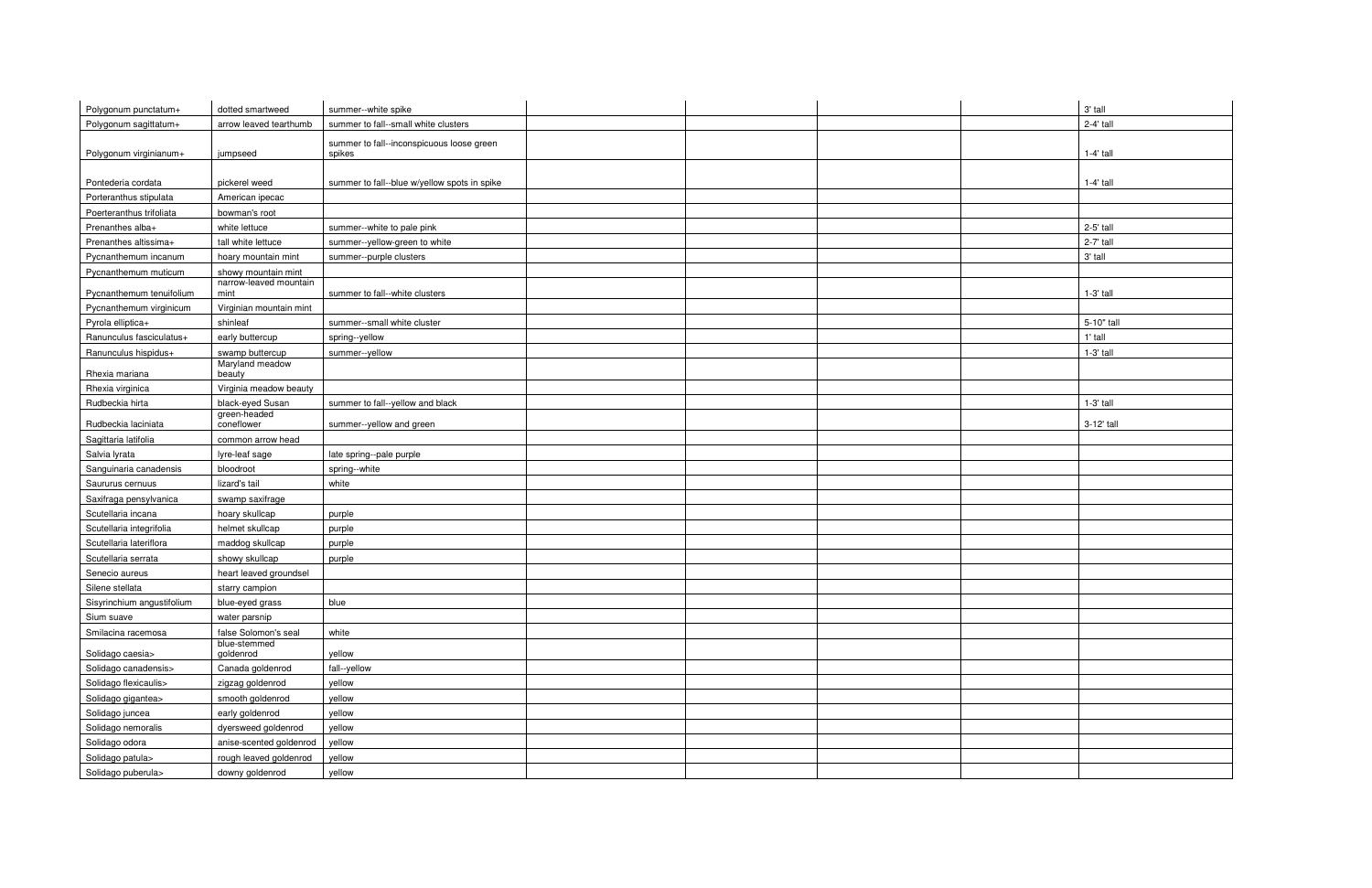| | | | | | | | |
|---|---|---|---|---|---|---|---|
| Polygonum punctatum+ | dotted smartweed | summer--white spike | | | | | 3' tall |
| Polygonum sagittatum+ | arrow leaved tearthumb | summer to fall--small white clusters | | | | | 2-4' tall |
| Polygonum virginianum+ | jumpseed | summer to fall--inconspicuous loose green spikes | | | | | 1-4' tall |
| Pontederia cordata | pickerel weed | summer to fall--blue w/yellow spots in spike | | | | | 1-4' tall |
| Porteranthus stipulata | American ipecac | | | | | | |
| Poerteranthus trifoliata | bowman's root | | | | | | |
| Prenanthes alba+ | white lettuce | summer--white to pale pink | | | | | 2-5' tall |
| Prenanthes altissima+ | tall white lettuce | summer--yellow-green to white | | | | | 2-7' tall |
| Pycnanthemum incanum | hoary mountain mint | summer--purple clusters | | | | | 3' tall |
| Pycnanthemum muticum | showy mountain mint | | | | | | |
| Pycnanthemum tenuifolium | narrow-leaved mountain mint | summer to fall--white clusters | | | | | 1-3' tall |
| Pycnanthemum virginicum | Virginian mountain mint | | | | | | |
| Pyrola elliptica+ | shinleaf | summer--small white cluster | | | | | 5-10" tall |
| Ranunculus fasciculatus+ | early buttercup | spring--yellow | | | | | 1' tall |
| Ranunculus hispidus+ | swamp buttercup | summer--yellow | | | | | 1-3' tall |
| Rhexia mariana | Maryland meadow beauty | | | | | | |
| Rhexia virginica | Virginia meadow beauty | | | | | | |
| Rudbeckia hirta | black-eyed Susan | summer to fall--yellow and black | | | | | 1-3' tall |
| Rudbeckia laciniata | green-headed coneflower | summer--yellow and green | | | | | 3-12' tall |
| Sagittaria latifolia | common arrow head | | | | | | |
| Salvia lyrata | lyre-leaf sage | late spring--pale purple | | | | | |
| Sanguinaria canadensis | bloodroot | spring--white | | | | | |
| Saururus cernuus | lizard's tail | white | | | | | |
| Saxifraga pensylvanica | swamp saxifrage | | | | | | |
| Scutellaria incana | hoary skullcap | purple | | | | | |
| Scutellaria integrifolia | helmet skullcap | purple | | | | | |
| Scutellaria lateriflora | maddog skullcap | purple | | | | | |
| Scutellaria serrata | showy skullcap | purple | | | | | |
| Senecio aureus | heart leaved groundsel | | | | | | |
| Silene stellata | starry campion | | | | | | |
| Sisyrinchium angustifolium | blue-eyed grass | blue | | | | | |
| Sium suave | water parsnip | | | | | | |
| Smilacina racemosa | false Solomon's seal | white | | | | | |
| Solidago caesia> | blue-stemmed goldenrod | yellow | | | | | |
| Solidago canadensis> | Canada goldenrod | fall--yellow | | | | | |
| Solidago flexicaulis> | zigzag goldenrod | yellow | | | | | |
| Solidago gigantea> | smooth goldenrod | yellow | | | | | |
| Solidago juncea | early goldenrod | yellow | | | | | |
| Solidago nemoralis | dyersweed goldenrod | yellow | | | | | |
| Solidago odora | anise-scented goldenrod | yellow | | | | | |
| Solidago patula> | rough leaved goldenrod | yellow | | | | | |
| Solidago puberula> | downy goldenrod | yellow | | | | | |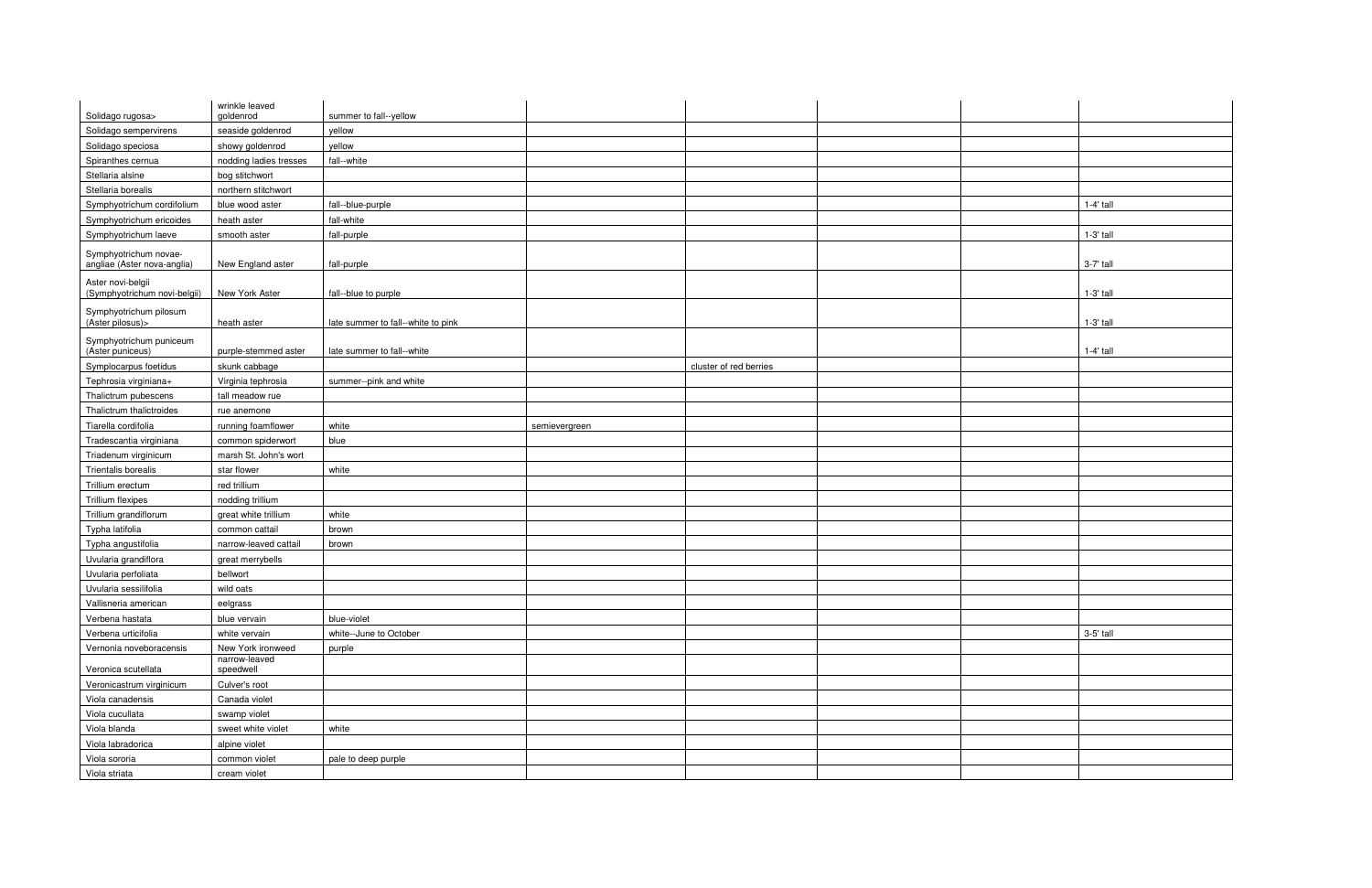| | | | | | | | |
|---|---|---|---|---|---|---|---|
| Solidago rugosa> | wrinkle leaved goldenrod | summer to fall--yellow | | | | | |
| Solidago sempervirens | seaside goldenrod | yellow | | | | | |
| Solidago speciosa | showy goldenrod | yellow | | | | | |
| Spiranthes cernua | nodding ladies tresses | fall--white | | | | | |
| Stellaria alsine | bog stitchwort | | | | | | |
| Stellaria borealis | northern stitchwort | | | | | | |
| Symphyotrichum cordifolium | blue wood aster | fall--blue-purple | | | | | 1-4' tall |
| Symphyotrichum ericoides | heath aster | fall-white | | | | | |
| Symphyotrichum laeve | smooth aster | fall-purple | | | | | 1-3' tall |
| Symphyotrichum novae-angliae (Aster nova-anglia) | New England aster | fall-purple | | | | | 3-7' tall |
| Aster novi-belgii (Symphyotrichum novi-belgii) | New York Aster | fall--blue to purple | | | | | 1-3' tall |
| Symphyotrichum pilosum (Aster pilosus)> | heath aster | late summer to fall--white to pink | | | | | 1-3' tall |
| Symphyotrichum puniceum (Aster puniceus) | purple-stemmed aster | late summer to fall--white | | | | | 1-4' tall |
| Symplocarpus foetidus | skunk cabbage | | | cluster of red berries | | | |
| Tephrosia virginiana+ | Virginia tephrosia | summer--pink and white | | | | | |
| Thalictrum pubescens | tall meadow rue | | | | | | |
| Thalictrum thalictroides | rue anemone | | | | | | |
| Tiarella cordifolia | running foamflower | white | semievergreen | | | | |
| Tradescantia virginiana | common spiderwort | blue | | | | | |
| Triadenum virginicum | marsh St. John's wort | | | | | | |
| Trientalis borealis | star flower | white | | | | | |
| Trillium erectum | red trillium | | | | | | |
| Trillium flexipes | nodding trillium | | | | | | |
| Trillium grandiflorum | great white trillium | white | | | | | |
| Typha latifolia | common cattail | brown | | | | | |
| Typha angustifolia | narrow-leaved cattail | brown | | | | | |
| Uvularia grandiflora | great merrybells | | | | | | |
| Uvularia perfoliata | bellwort | | | | | | |
| Uvularia sessilifolia | wild oats | | | | | | |
| Vallisneria american | eelgrass | | | | | | |
| Verbena hastata | blue vervain | blue-violet | | | | | |
| Verbena urticifolia | white vervain | white--June to October | | | | | 3-5' tall |
| Vernonia noveboracensis | New York ironweed | purple | | | | | |
| Veronica scutellata | narrow-leaved speedwell | | | | | | |
| Veronicastrum virginicum | Culver's root | | | | | | |
| Viola canadensis | Canada violet | | | | | | |
| Viola cucullata | swamp violet | | | | | | |
| Viola blanda | sweet white violet | white | | | | | |
| Viola labradorica | alpine violet | | | | | | |
| Viola sororia | common violet | pale to deep purple | | | | | |
| Viola striata | cream violet | | | | | | |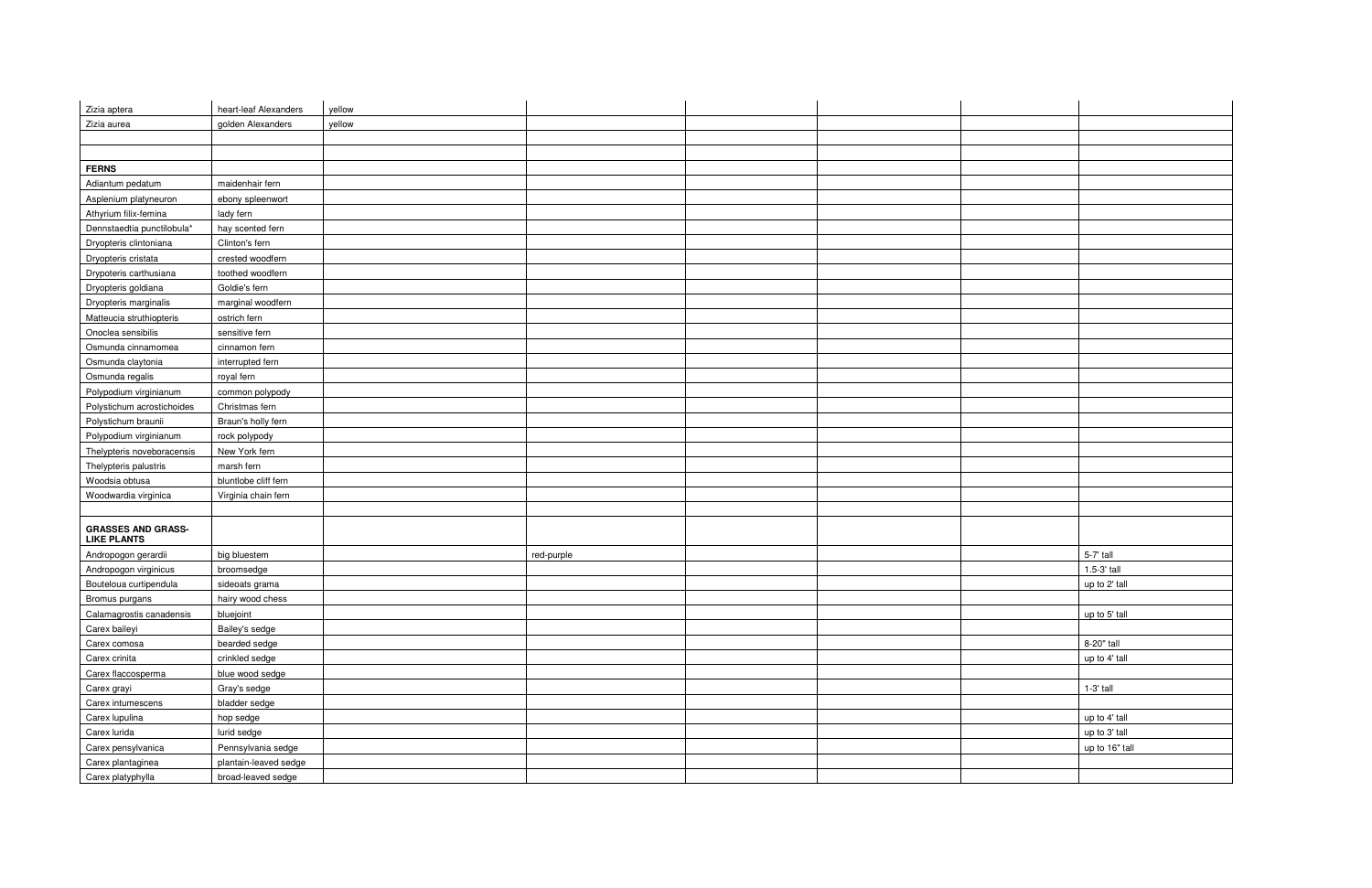| | | | | | | | |
|---|---|---|---|---|---|---|---|
| Zizia aptera | heart-leaf Alexanders | yellow | | | | | |
| Zizia aurea | golden Alexanders | yellow | | | | | |
| | | | | | | | |
| | | | | | | | |
| **FERNS** | | | | | | | |
| Adiantum pedatum | maidenhair fern | | | | | | |
| Asplenium platyneuron | ebony spleenwort | | | | | | |
| Athyrium filix-femina | lady fern | | | | | | |
| Dennstaedtia punctilobula* | hay scented fern | | | | | | |
| Dryopteris clintoniana | Clinton's fern | | | | | | |
| Dryopteris cristata | crested woodfern | | | | | | |
| Drypoteris carthusiana | toothed woodfern | | | | | | |
| Dryopteris goldiana | Goldie's fern | | | | | | |
| Dryopteris marginalis | marginal woodfern | | | | | | |
| Matteucia struthiopteris | ostrich fern | | | | | | |
| Onoclea sensibilis | sensitive fern | | | | | | |
| Osmunda cinnamomea | cinnamon fern | | | | | | |
| Osmunda claytonia | interrupted fern | | | | | | |
| Osmunda regalis | royal fern | | | | | | |
| Polypodium virginianum | common polypody | | | | | | |
| Polystichum acrostichoides | Christmas fern | | | | | | |
| Polystichum braunii | Braun's holly fern | | | | | | |
| Polypodium virginianum | rock polypody | | | | | | |
| Thelypteris noveboracensis | New York fern | | | | | | |
| Thelypteris palustris | marsh fern | | | | | | |
| Woodsia obtusa | bluntlobe cliff fern | | | | | | |
| Woodwardia virginica | Virginia chain fern | | | | | | |
| | | | | | | | |
| **GRASSES AND GRASS-LIKE PLANTS** | | | | | | | |
| Andropogon gerardii | big bluestem | | red-purple | | | | 5-7' tall |
| Andropogon virginicus | broomsedge | | | | | | 1.5-3' tall |
| Bouteloua curtipendula | sideoats grama | | | | | | up to 2' tall |
| Bromus purgans | hairy wood chess | | | | | | |
| Calamagrostis canadensis | bluejoint | | | | | | up to 5' tall |
| Carex baileyi | Bailey's sedge | | | | | | |
| Carex comosa | bearded sedge | | | | | | 8-20" tall |
| Carex crinita | crinkled sedge | | | | | | up to 4' tall |
| Carex flaccosperma | blue wood sedge | | | | | | |
| Carex grayi | Gray's sedge | | | | | | 1-3' tall |
| Carex intumescens | bladder sedge | | | | | | |
| Carex lupulina | hop sedge | | | | | | up to 4' tall |
| Carex lurida | lurid sedge | | | | | | up to 3' tall |
| Carex pensylvanica | Pennsylvania sedge | | | | | | up to 16" tall |
| Carex plantaginea | plantain-leaved sedge | | | | | | |
| Carex platyphylla | broad-leaved sedge | | | | | | |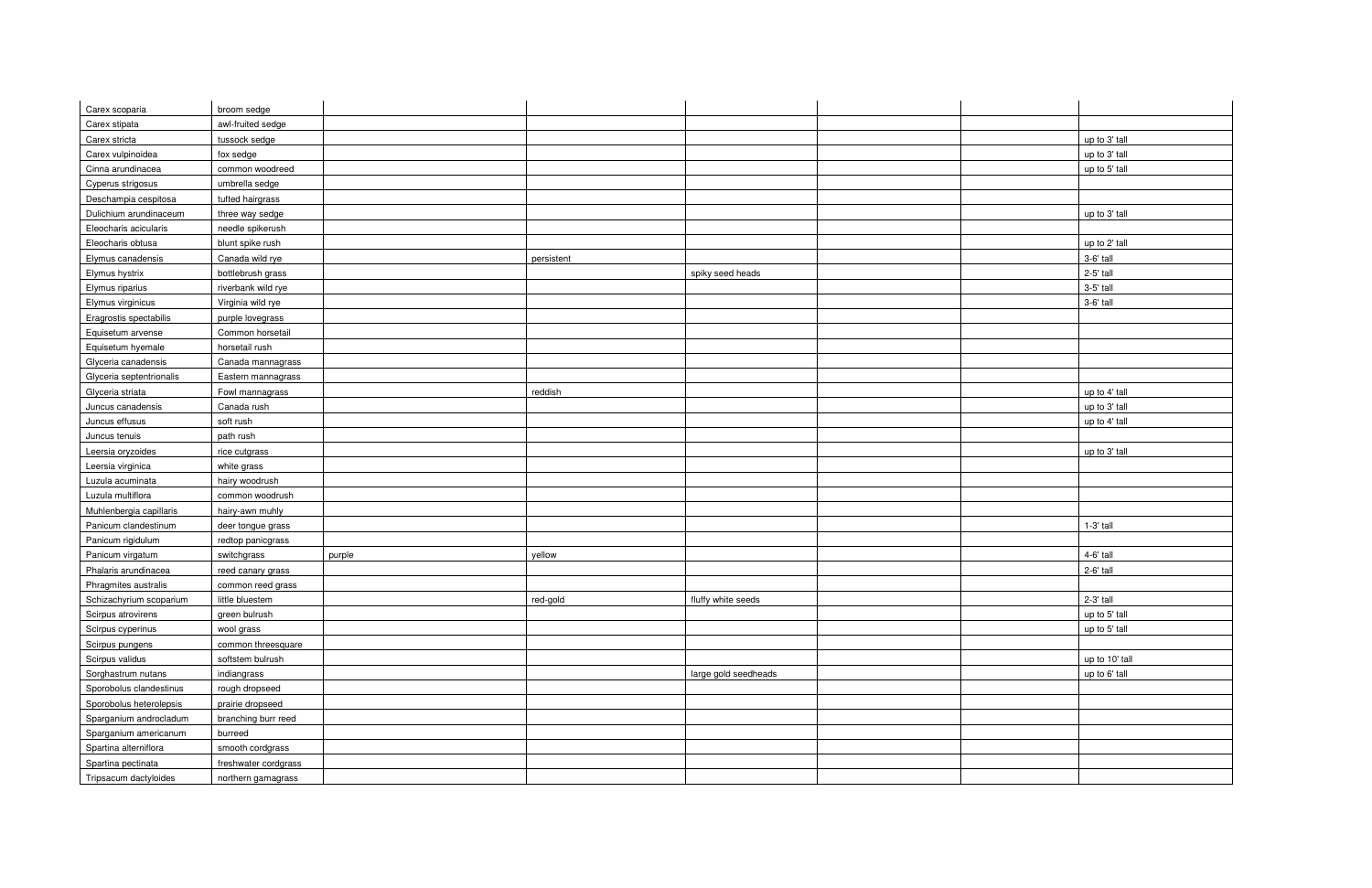| | | | | | | | |
|---|---|---|---|---|---|---|---|
| Carex scoparia | broom sedge | | | | | | |
| Carex stipata | awl-fruited sedge | | | | | | |
| Carex stricta | tussock sedge | | | | | | up to 3' tall |
| Carex vulpinoidea | fox sedge | | | | | | up to 3' tall |
| Cinna arundinacea | common woodreed | | | | | | up to 5' tall |
| Cyperus strigosus | umbrella sedge | | | | | | |
| Deschampia cespitosa | tufted hairgrass | | | | | | |
| Dulichium arundinaceum | three way sedge | | | | | | up to 3' tall |
| Eleocharis acicularis | needle spikerush | | | | | | |
| Eleocharis obtusa | blunt spike rush | | | | | | up to 2' tall |
| Elymus canadensis | Canada wild rye | | persistent | | | | 3-6' tall |
| Elymus hystrix | bottlebrush grass | | | spiky seed heads | | | 2-5' tall |
| Elymus riparius | riverbank wild rye | | | | | | 3-5' tall |
| Elymus virginicus | Virginia wild rye | | | | | | 3-6' tall |
| Eragrostis spectabilis | purple lovegrass | | | | | | |
| Equisetum arvense | Common horsetail | | | | | | |
| Equisetum hyemale | horsetail rush | | | | | | |
| Glyceria canadensis | Canada mannagrass | | | | | | |
| Glyceria septentrionalis | Eastern mannagrass | | | | | | |
| Glyceria striata | Fowl mannagrass | | reddish | | | | up to 4' tall |
| Juncus canadensis | Canada rush | | | | | | up to 3' tall |
| Juncus effusus | soft rush | | | | | | up to 4' tall |
| Juncus tenuis | path rush | | | | | | |
| Leersia oryzoides | rice cutgrass | | | | | | up to 3' tall |
| Leersia virginica | white grass | | | | | | |
| Luzula acuminata | hairy woodrush | | | | | | |
| Luzula multiflora | common woodrush | | | | | | |
| Muhlenbergia capillaris | hairy-awn muhly | | | | | | |
| Panicum clandestinum | deer tongue grass | | | | | | 1-3' tall |
| Panicum rigidulum | redtop panicgrass | | | | | | |
| Panicum virgatum | switchgrass | purple | yellow | | | | 4-6' tall |
| Phalaris arundinacea | reed canary grass | | | | | | 2-6' tall |
| Phragmites australis | common reed grass | | | | | | |
| Schizachyrium scoparium | little bluestem | | red-gold | fluffy white seeds | | | 2-3' tall |
| Scirpus atrovirens | green bulrush | | | | | | up to 5' tall |
| Scirpus cyperinus | wool grass | | | | | | up to 5' tall |
| Scirpus pungens | common threesquare | | | | | | |
| Scirpus validus | softstem bulrush | | | | | | up to 10' tall |
| Sorghastrum nutans | indiangrass | | | large gold seedheads | | | up to 6' tall |
| Sporobolus clandestinus | rough dropseed | | | | | | |
| Sporobolus heterolepsis | prairie dropseed | | | | | | |
| Sparganium androcladum | branching burr reed | | | | | | |
| Sparganium americanum | burreed | | | | | | |
| Spartina alterniflora | smooth cordgrass | | | | | | |
| Spartina pectinata | freshwater cordgrass | | | | | | |
| Tripsacum dactyloides | northern gamagrass | | | | | | |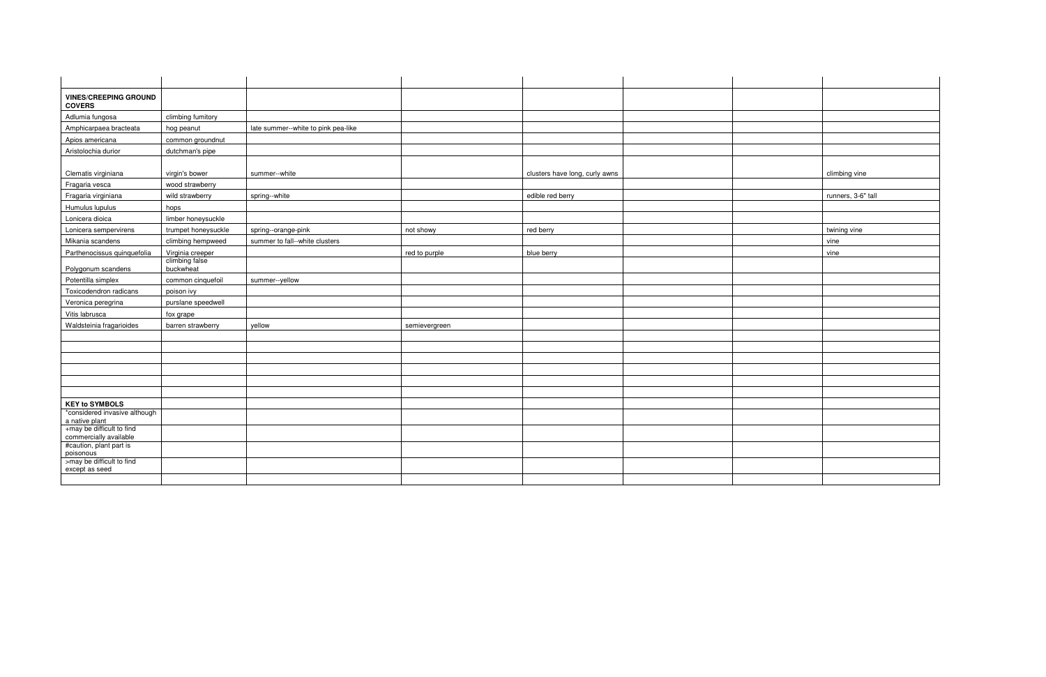| | | | | | | | |
|---|---|---|---|---|---|---|---|
| | | | | | | | |
| **VINES/CREEPING GROUND COVERS** | | | | | | | |
| Adlumia fungosa | climbing fumitory | | | | | | |
| Amphicarpaea bracteata | hog peanut | late summer--white to pink pea-like | | | | | |
| Apios americana | common groundnut | | | | | | |
| Aristolochia durior | dutchman's pipe | | | | | | |
| Clematis virginiana | virgin's bower | summer--white | | clusters have long, curly awns | | | climbing vine |
| Fragaria vesca | wood strawberry | | | | | | |
| Fragaria virginiana | wild strawberry | spring--white | | edible red berry | | | runners, 3-6" tall |
| Humulus lupulus | hops | | | | | | |
| Lonicera dioica | limber honeysuckle | | | | | | |
| Lonicera sempervirens | trumpet honeysuckle | spring--orange-pink | not showy | red berry | | | twining vine |
| Mikania scandens | climbing hempweed | summer to fall--white clusters | | | | | vine |
| Parthenocissus quinquefolia | Virginia creeper | | red to purple | blue berry | | | vine |
| Polygonum scandens | climbing false buckwheat | | | | | | |
| Potentilla simplex | common cinquefoil | summer--yellow | | | | | |
| Toxicodendron radicans | poison ivy | | | | | | |
| Veronica peregrina | purslane speedwell | | | | | | |
| Vitis labrusca | fox grape | | | | | | |
| Waldsteinia fragarioides | barren strawberry | yellow | semievergreen | | | | |
| | | | | | | | |
| | | | | | | | |
| | | | | | | | |
| | | | | | | | |
| | | | | | | | |
| | | | | | | | |
| **KEY to SYMBOLS** | | | | | | | |
| *considered invasive although a native plant | | | | | | | |
| +may be difficult to find commercially available | | | | | | | |
| #caution, plant part is poisonous | | | | | | | |
| >may be difficult to find except as seed | | | | | | | |
| | | | | | | | |